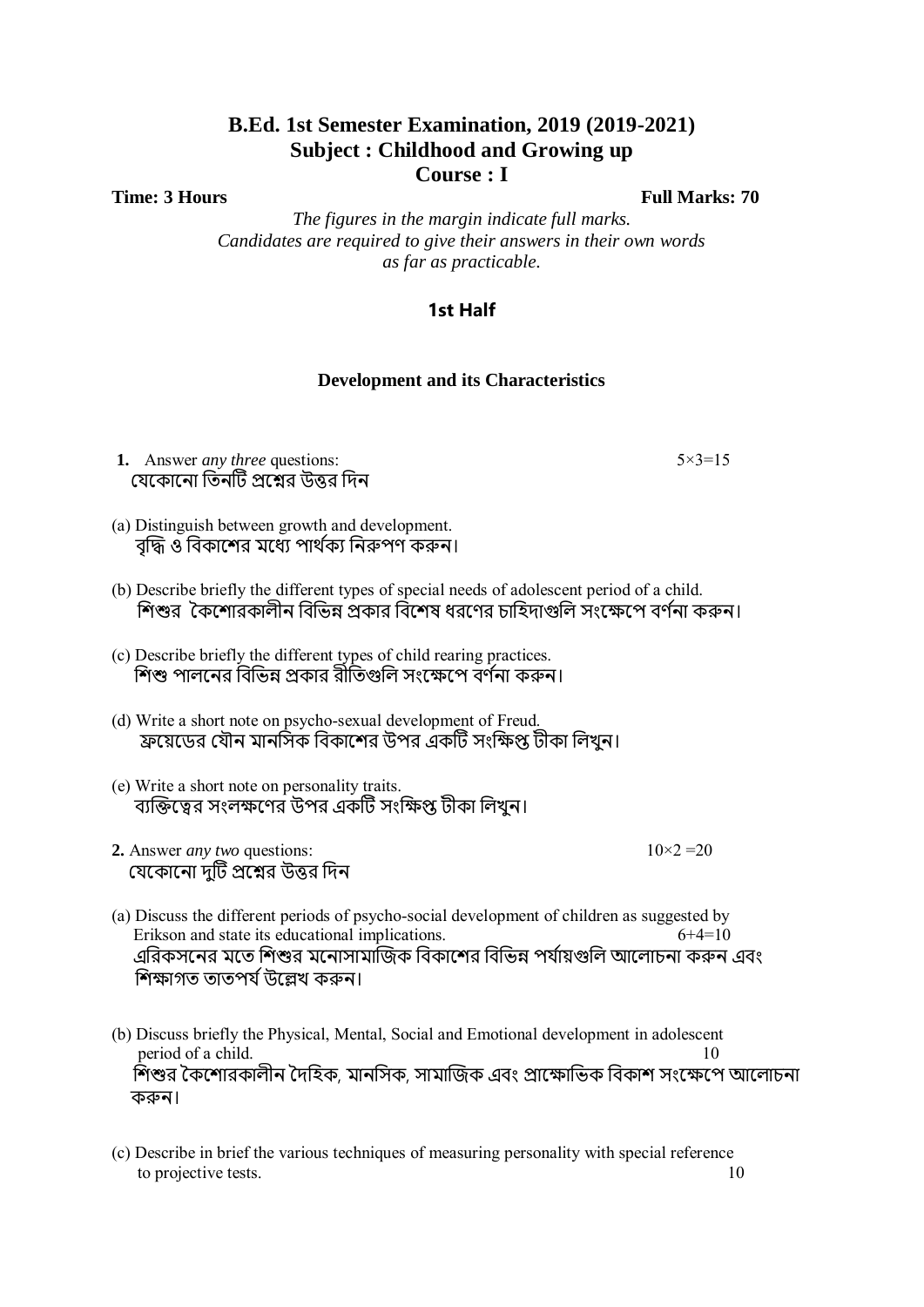# B.Ed. 1st Semester Examination, 2019 (2019-2021)
## Subject : Childhood and Growing up
## Course : I

**Time: 3 Hours** **Full Marks: 70**

*The figures in the margin indicate full marks.*
*Candidates are required to give their answers in their own words as far as practicable.*

### 1st Half

#### Development and its Characteristics

**1.** Answer *any three* questions: 5×3=15
যেকোনো তিনটি প্রশ্নের উত্তর দিন

(a) Distinguish between growth and development.
বৃদ্ধি ও বিকাশের মধ্যে পার্থক্য নিরুপণ করুন।

(b) Describe briefly the different types of special needs of adolescent period of a child.
শিশুর কৈশোরকালীন বিভিন্ন প্রকার বিশেষ ধরণের চাহিদাগুলি সংক্ষেপে বর্ণনা করুন।

(c) Describe briefly the different types of child rearing practices.
শিশু পালনের বিভিন্ন প্রকার রীতিগুলি সংক্ষেপে বর্ণনা করুন।

(d) Write a short note on psycho-sexual development of Freud.
ফ্রয়েডের যৌন মানসিক বিকাশের উপর একটি সংক্ষিপ্ত টীকা লিখুন।

(e) Write a short note on personality traits.
ব্যক্তিত্বের সংলক্ষণের উপর একটি সংক্ষিপ্ত টীকা লিখুন।

**2.** Answer *any two* questions: 10×2 =20
যেকোনো দুটি প্রশ্নের উত্তর দিন

(a) Discuss the different periods of psycho-social development of children as suggested by Erikson and state its educational implications. 6+4=10
এরিকসনের মতে শিশুর মনোসামাজিক বিকাশের বিভিন্ন পর্যায়গুলি আলোচনা করুন এবং শিক্ষাগত তাতপর্য উল্লেখ করুন।

(b) Discuss briefly the Physical, Mental, Social and Emotional development in adolescent period of a child. 10
শিশুর কৈশোরকালীন দৈহিক, মানসিক, সামাজিক এবং প্রাক্ষোভিক বিকাশ সংক্ষেপে আলোচনা করুন।

(c) Describe in brief the various techniques of measuring personality with special reference to projective tests. 10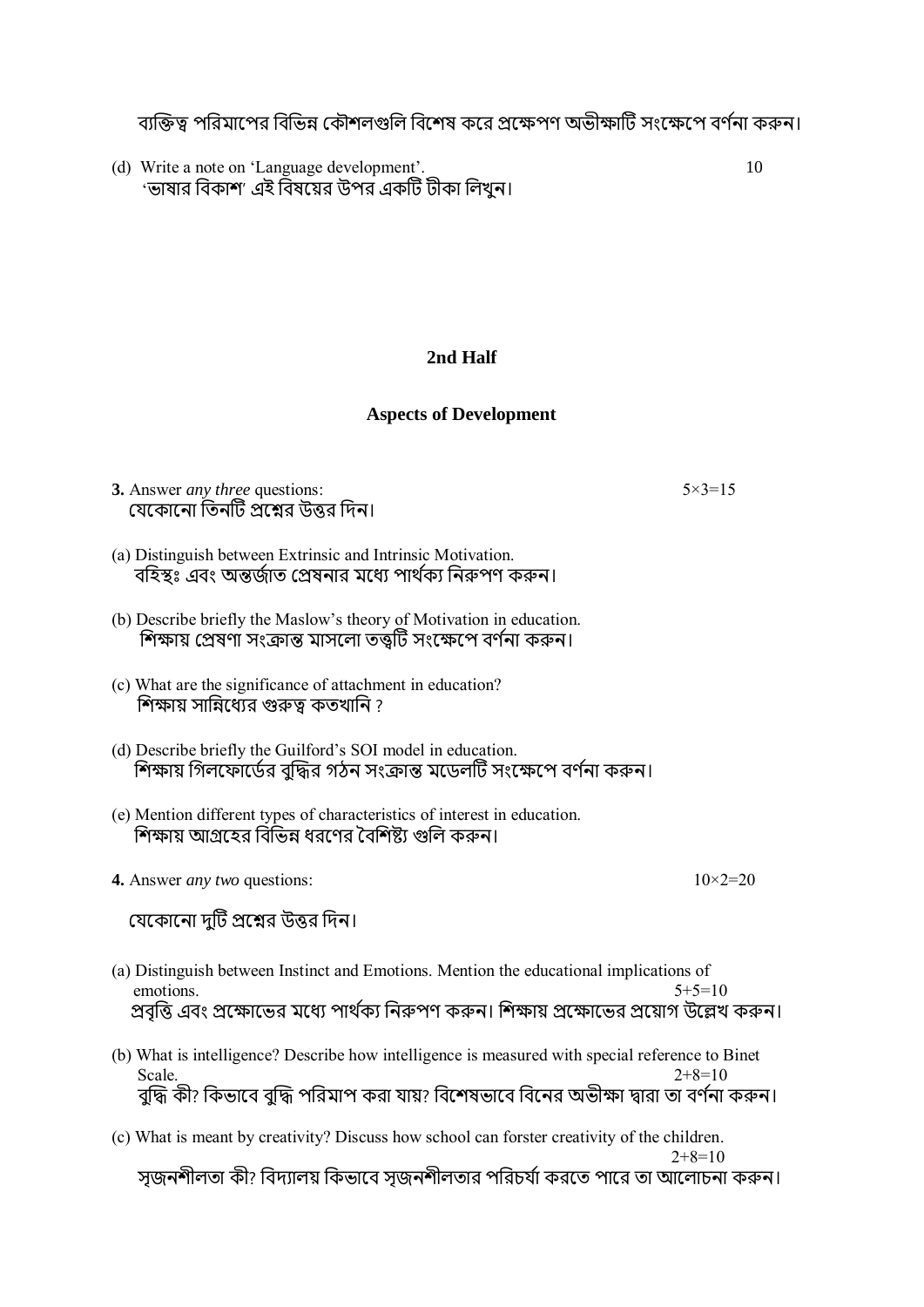ব্যক্তিত্ব পরিমাপের বিভিন্ন কৌশলগুলি বিশেষ করে প্রক্ষেপণ অভীক্ষাটি সংক্ষেপে বর্ণনা করুন।

(d) Write a note on 'Language development'. 10
'ভাষার বিকাশ' এই বিষয়ের উপর একটি টীকা লিখুন।

## 2nd Half

### Aspects of Development

**3.** Answer *any three* questions: 5×3=15
যেকোনো তিনটি প্রশ্নের উত্তর দিন।

(a) Distinguish between Extrinsic and Intrinsic Motivation.
বহিস্থঃ এবং অন্তর্জাত প্রেষনার মধ্যে পার্থক্য নিরুপণ করুন।

(b) Describe briefly the Maslow's theory of Motivation in education.
শিক্ষায় প্রেষণা সংক্রান্ত মাসলো তত্ত্বটি সংক্ষেপে বর্ণনা করুন।

(c) What are the significance of attachment in education?
শিক্ষায় সান্নিধ্যের গুরুত্ব কতখানি ?

(d) Describe briefly the Guilford's SOI model in education.
শিক্ষায় গিলফোর্ডের বুদ্ধির গঠন সংক্রান্ত মডেলটি সংক্ষেপে বর্ণনা করুন।

(e) Mention different types of characteristics of interest in education.
শিক্ষায় আগ্রহের বিভিন্ন ধরণের বৈশিষ্ট্য গুলি করুন।

**4.** Answer *any two* questions: 10×2=20

যেকোনো দুটি প্রশ্নের উত্তর দিন।

(a) Distinguish between Instinct and Emotions. Mention the educational implications of emotions. 5+5=10
প্রবৃত্তি এবং প্রক্ষোভের মধ্যে পার্থক্য নিরুপণ করুন। শিক্ষায় প্রক্ষোভের প্রয়োগ উল্লেখ করুন।

(b) What is intelligence? Describe how intelligence is measured with special reference to Binet Scale. 2+8=10
বুদ্ধি কী? কিভাবে বুদ্ধি পরিমাপ করা যায়? বিশেষভাবে বিনের অভীক্ষা দ্বারা তা বর্ণনা করুন।

(c) What is meant by creativity? Discuss how school can forster creativity of the children. 2+8=10
সৃজনশীলতা কী? বিদ্যালয় কিভাবে সৃজনশীলতার পরিচর্যা করতে পারে তা আলোচনা করুন।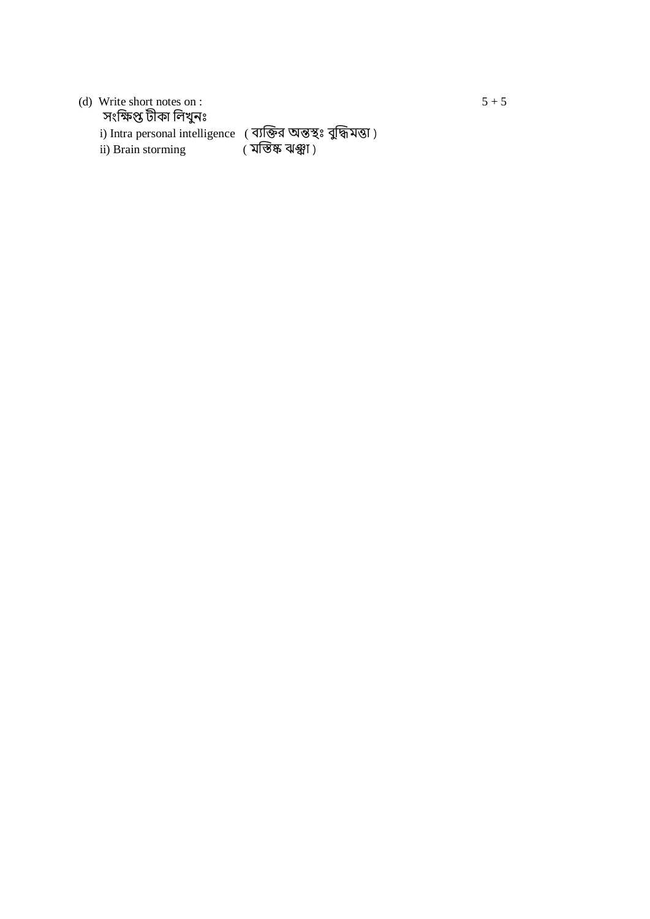(d) Write short notes on : 5 + 5

সংক্ষিপ্ত টীকা লিখুনঃ

i) Intra personal intelligence ( ব্যক্তির অন্তস্থঃ বুদ্ধিমত্তা )

ii) Brain storming ( মস্তিষ্ক ঝঞ্ঝা )